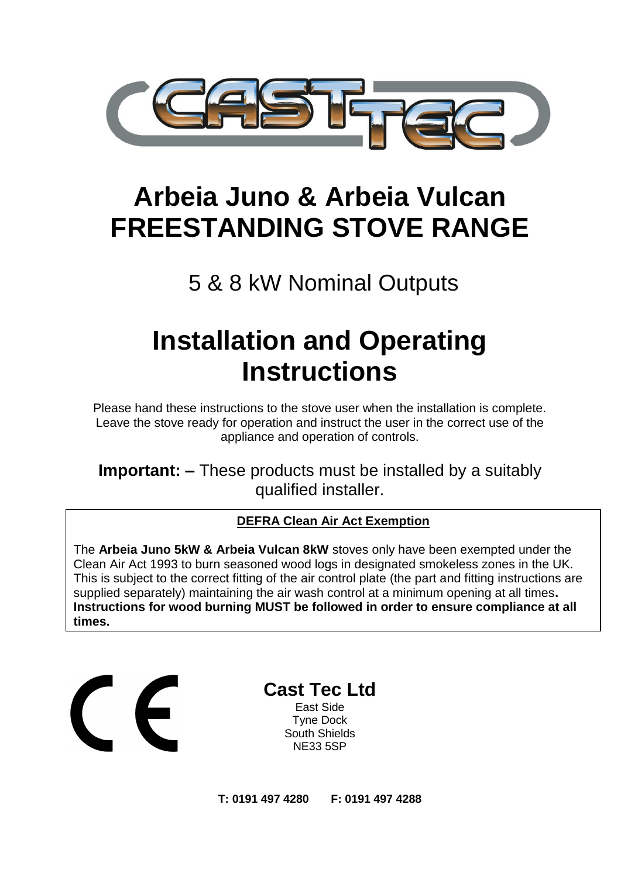# Arbeia Juno & Arbeia Vulcan FREESTANDING STOVE RANGE

5 & 8 kW Nominal Outputs

# Installation and Operating Instructions

Please hand these instructions to the stove user when the installation is complete. Leave the stove ready for operation and instruct the user in the correct use of the appliance and operation of controls.

**Important: –** These products must be installed by a suitably qualified installer.

**DEFRA Clean Air Act Exemption**

The **Arbeia Juno 5kW & Arbeia Vulcan 8kW** stoves only have been exempted under the Clean Air Act 1993 to burn seasoned wood logs in designated smokeless zones in the UK. This is subject to the correct fitting of the air control plate (the part and fitting instructions are supplied separately) maintaining the air wash control at a minimum opening at all times**. Instructions for wood burning MUST be followed in order to ensure compliance at all times.**

**Cast Tec Ltd**
East Side
Tyne Dock
South Shields
NE33 5SP

**T: 0191 497 4280 F: 0191 497 4288**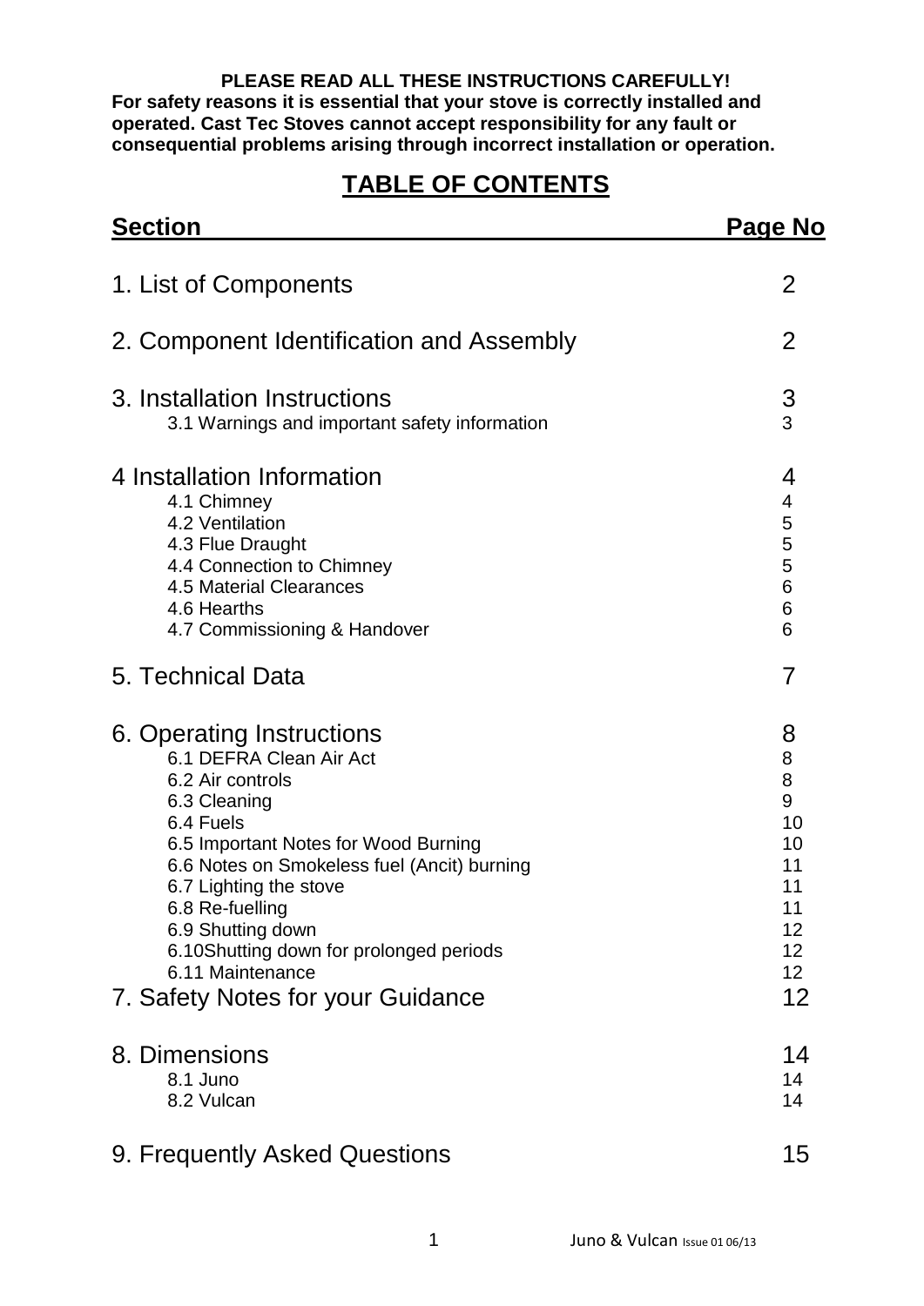**PLEASE READ ALL THESE INSTRUCTIONS CAREFULLY!**
**For safety reasons it is essential that your stove is correctly installed and operated. Cast Tec Stoves cannot accept responsibility for any fault or consequential problems arising through incorrect installation or operation.**

# TABLE OF CONTENTS

| Section | Page No |
|---|---|
| 1. List of Components | 2 |
| 2. Component Identification and Assembly | 2 |
| 3. Installation Instructions | 3 |
| 3.1 Warnings and important safety information | 3 |
| 4 Installation Information | 4 |
| 4.1 Chimney | 4 |
| 4.2 Ventilation | 5 |
| 4.3 Flue Draught | 5 |
| 4.4 Connection to Chimney | 5 |
| 4.5 Material Clearances | 6 |
| 4.6 Hearths | 6 |
| 4.7 Commissioning & Handover | 6 |
| 5. Technical Data | 7 |
| 6. Operating Instructions | 8 |
| 6.1 DEFRA Clean Air Act | 8 |
| 6.2 Air controls | 8 |
| 6.3 Cleaning | 9 |
| 6.4 Fuels | 10 |
| 6.5 Important Notes for Wood Burning | 10 |
| 6.6 Notes on Smokeless fuel (Ancit) burning | 11 |
| 6.7 Lighting the stove | 11 |
| 6.8 Re-fuelling | 11 |
| 6.9 Shutting down | 12 |
| 6.10Shutting down for prolonged periods | 12 |
| 6.11 Maintenance | 12 |
| 7. Safety Notes for your Guidance | 12 |
| 8. Dimensions | 14 |
| 8.1 Juno | 14 |
| 8.2 Vulcan | 14 |
| 9. Frequently Asked Questions | 15 |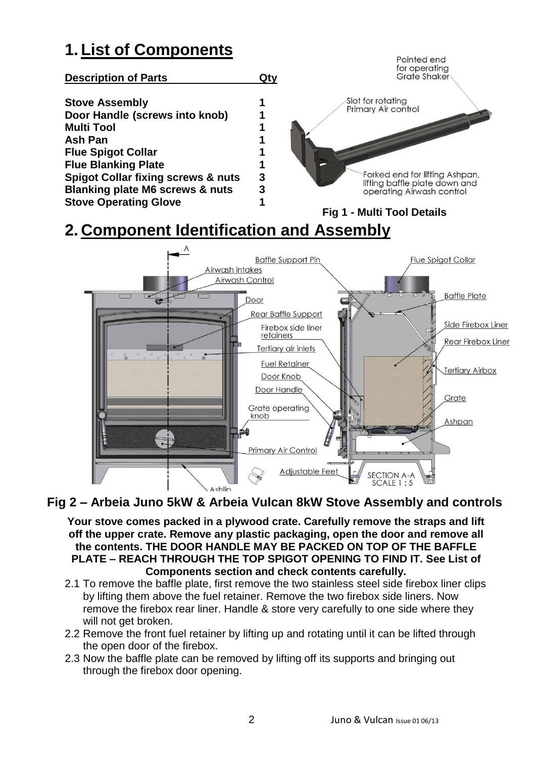# 1. List of Components

| Description of Parts | Qty |
|---|---|
| **Stove Assembly** | **1** |
| **Door Handle (screws into knob)** | **1** |
| **Multi Tool** | **1** |
| **Ash Pan** | **1** |
| **Flue Spigot Collar** | **1** |
| **Flue Blanking Plate** | **1** |
| **Spigot Collar fixing screws & nuts** | **3** |
| **Blanking plate M6 screws & nuts** | **3** |
| **Stove Operating Glove** | **1** |

Pointed end for operating Grate Shaker

Slot for rotating Primary Air control

Forked end for lifting Ashpan, lifting baffle plate down and operating Airwash control

**Fig 1 - Multi Tool Details**

# 2. Component Identification and Assembly

A, Baffle Support Pin, Flue Spigot Collar, Airwash intakes, Airwash Control, Baffle Plate, Door, Rear Baffle Support, Side Firebox Liner, Firebox side liner retainers, Rear Firebox Liner, Tertiary air inlets, Fuel Retainer, Tertiary Airbox, Door Knob, Door Handle, Grate, Grate operating knob, Ashpan, Primary Air Control, Adjustable Feet, SECTION A-A SCALE 1 : 5, Ashlip

**Fig 2 – Arbeia Juno 5kW & Arbeia Vulcan 8kW Stove Assembly and controls**

**Your stove comes packed in a plywood crate. Carefully remove the straps and lift off the upper crate. Remove any plastic packaging, open the door and remove all the contents. THE DOOR HANDLE MAY BE PACKED ON TOP OF THE BAFFLE PLATE – REACH THROUGH THE TOP SPIGOT OPENING TO FIND IT. See List of Components section and check contents carefully.**

2.1 To remove the baffle plate, first remove the two stainless steel side firebox liner clips by lifting them above the fuel retainer. Remove the two firebox side liners. Now remove the firebox rear liner. Handle & store very carefully to one side where they will not get broken.

2.2 Remove the front fuel retainer by lifting up and rotating until it can be lifted through the open door of the firebox.

2.3 Now the baffle plate can be removed by lifting off its supports and bringing out through the firebox door opening.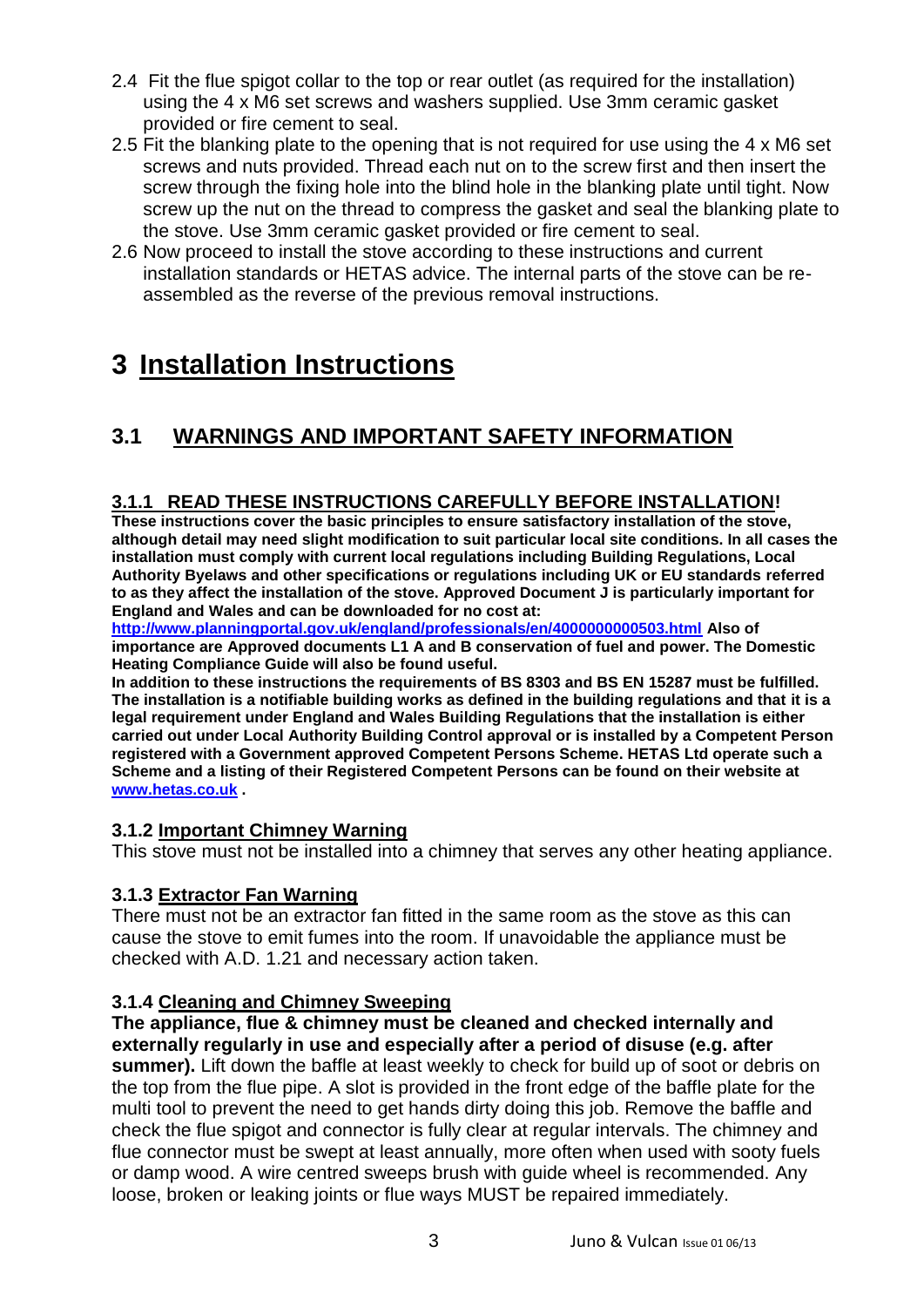2.4 Fit the flue spigot collar to the top or rear outlet (as required for the installation) using the 4 x M6 set screws and washers supplied. Use 3mm ceramic gasket provided or fire cement to seal.

2.5 Fit the blanking plate to the opening that is not required for use using the 4 x M6 set screws and nuts provided. Thread each nut on to the screw first and then insert the screw through the fixing hole into the blind hole in the blanking plate until tight. Now screw up the nut on the thread to compress the gasket and seal the blanking plate to the stove. Use 3mm ceramic gasket provided or fire cement to seal.

2.6 Now proceed to install the stove according to these instructions and current installation standards or HETAS advice. The internal parts of the stove can be re-assembled as the reverse of the previous removal instructions.

# 3 Installation Instructions

## 3.1 WARNINGS AND IMPORTANT SAFETY INFORMATION

### 3.1.1 READ THESE INSTRUCTIONS CAREFULLY BEFORE INSTALLATION!

**These instructions cover the basic principles to ensure satisfactory installation of the stove, although detail may need slight modification to suit particular local site conditions. In all cases the installation must comply with current local regulations including Building Regulations, Local Authority Byelaws and other specifications or regulations including UK or EU standards referred to as they affect the installation of the stove. Approved Document J is particularly important for England and Wales and can be downloaded for no cost at:**
**http://www.planningportal.gov.uk/england/professionals/en/4000000000503.html Also of importance are Approved documents L1 A and B conservation of fuel and power. The Domestic Heating Compliance Guide will also be found useful.**
**In addition to these instructions the requirements of BS 8303 and BS EN 15287 must be fulfilled. The installation is a notifiable building works as defined in the building regulations and that it is a legal requirement under England and Wales Building Regulations that the installation is either carried out under Local Authority Building Control approval or is installed by a Competent Person registered with a Government approved Competent Persons Scheme. HETAS Ltd operate such a Scheme and a listing of their Registered Competent Persons can be found on their website at www.hetas.co.uk .**

### 3.1.2 Important Chimney Warning

This stove must not be installed into a chimney that serves any other heating appliance.

### 3.1.3 Extractor Fan Warning

There must not be an extractor fan fitted in the same room as the stove as this can cause the stove to emit fumes into the room. If unavoidable the appliance must be checked with A.D. 1.21 and necessary action taken.

### 3.1.4 Cleaning and Chimney Sweeping

**The appliance, flue & chimney must be cleaned and checked internally and externally regularly in use and especially after a period of disuse (e.g. after summer).** Lift down the baffle at least weekly to check for build up of soot or debris on the top from the flue pipe. A slot is provided in the front edge of the baffle plate for the multi tool to prevent the need to get hands dirty doing this job. Remove the baffle and check the flue spigot and connector is fully clear at regular intervals. The chimney and flue connector must be swept at least annually, more often when used with sooty fuels or damp wood. A wire centred sweeps brush with guide wheel is recommended. Any loose, broken or leaking joints or flue ways MUST be repaired immediately.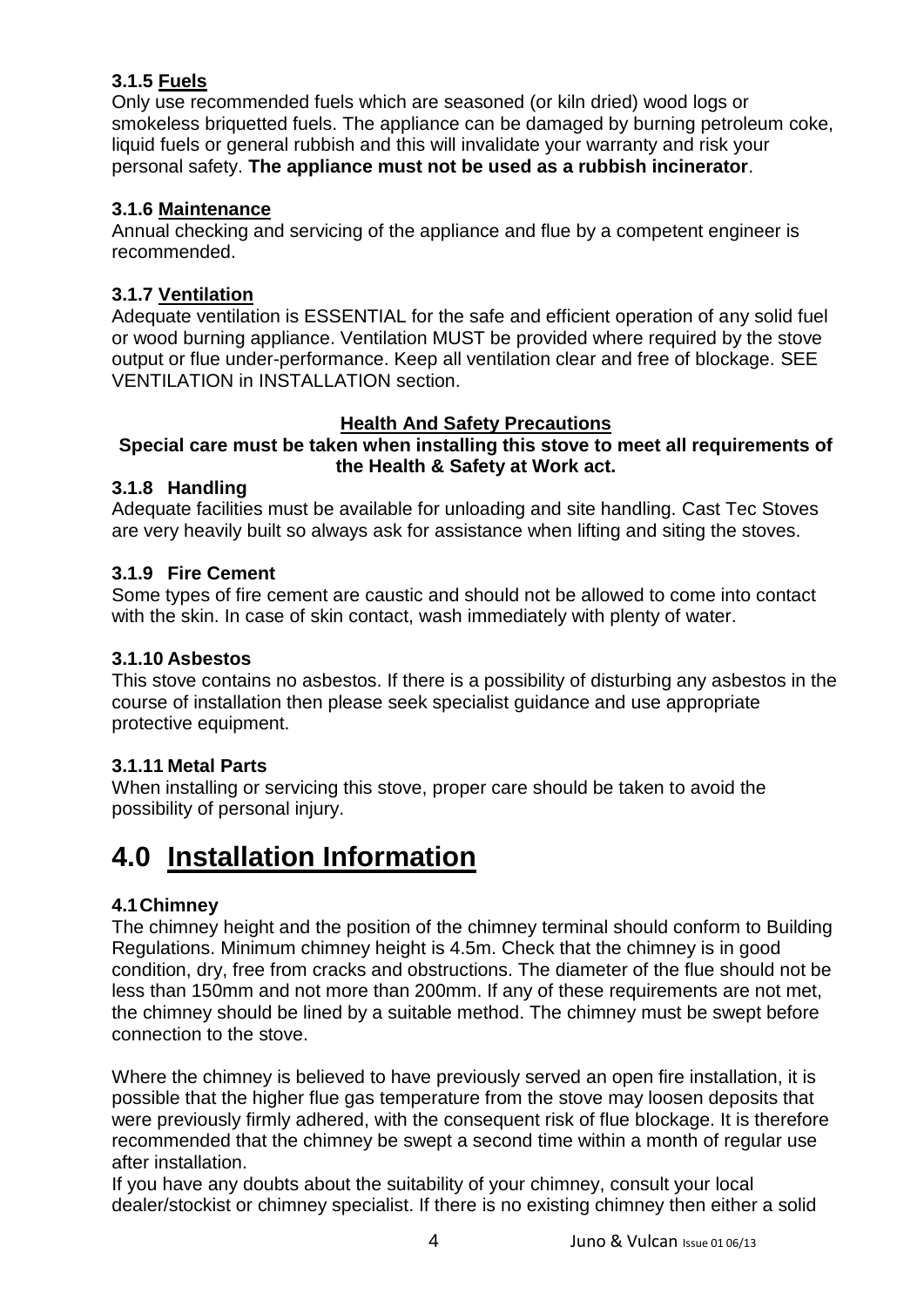#### 3.1.5 <u>Fuels</u>

Only use recommended fuels which are seasoned (or kiln dried) wood logs or smokeless briquetted fuels. The appliance can be damaged by burning petroleum coke, liquid fuels or general rubbish and this will invalidate your warranty and risk your personal safety. **The appliance must not be used as a rubbish incinerator**.

#### 3.1.6 <u>Maintenance</u>

Annual checking and servicing of the appliance and flue by a competent engineer is recommended.

#### 3.1.7 <u>Ventilation</u>

Adequate ventilation is ESSENTIAL for the safe and efficient operation of any solid fuel or wood burning appliance. Ventilation MUST be provided where required by the stove output or flue under-performance. Keep all ventilation clear and free of blockage. SEE VENTILATION in INSTALLATION section.

### <u>Health And Safety Precautions</u>

**Special care must be taken when installing this stove to meet all requirements of the Health & Safety at Work act.**

#### 3.1.8 Handling

Adequate facilities must be available for unloading and site handling. Cast Tec Stoves are very heavily built so always ask for assistance when lifting and siting the stoves.

#### 3.1.9 Fire Cement

Some types of fire cement are caustic and should not be allowed to come into contact with the skin. In case of skin contact, wash immediately with plenty of water.

#### 3.1.10 Asbestos

This stove contains no asbestos. If there is a possibility of disturbing any asbestos in the course of installation then please seek specialist guidance and use appropriate protective equipment.

#### 3.1.11 Metal Parts

When installing or servicing this stove, proper care should be taken to avoid the possibility of personal injury.

# 4.0 <u>Installation Information</u>

#### 4.1 Chimney

The chimney height and the position of the chimney terminal should conform to Building Regulations. Minimum chimney height is 4.5m. Check that the chimney is in good condition, dry, free from cracks and obstructions. The diameter of the flue should not be less than 150mm and not more than 200mm. If any of these requirements are not met, the chimney should be lined by a suitable method. The chimney must be swept before connection to the stove.

Where the chimney is believed to have previously served an open fire installation, it is possible that the higher flue gas temperature from the stove may loosen deposits that were previously firmly adhered, with the consequent risk of flue blockage. It is therefore recommended that the chimney be swept a second time within a month of regular use after installation.

If you have any doubts about the suitability of your chimney, consult your local dealer/stockist or chimney specialist. If there is no existing chimney then either a solid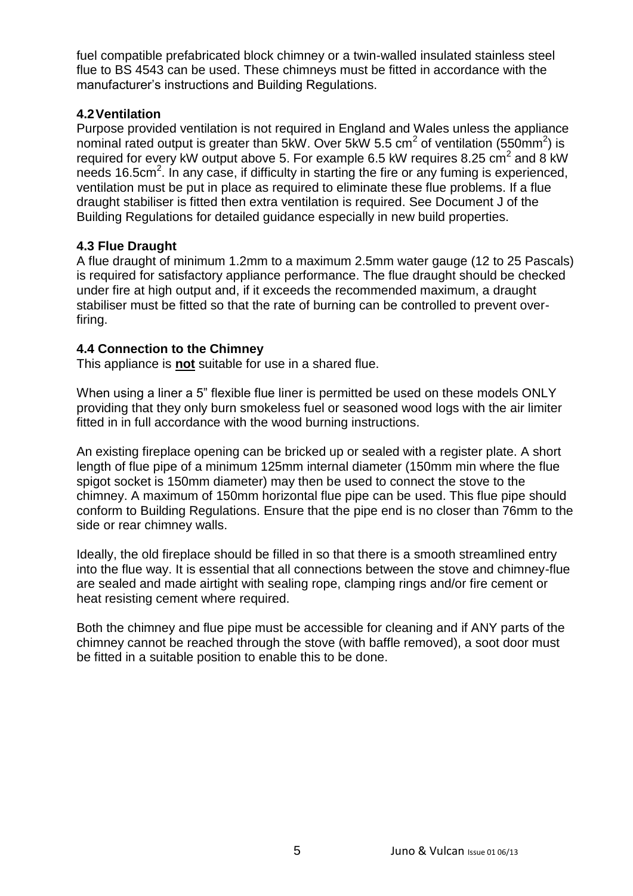fuel compatible prefabricated block chimney or a twin-walled insulated stainless steel flue to BS 4543 can be used. These chimneys must be fitted in accordance with the manufacturer's instructions and Building Regulations.

### 4.2 Ventilation

Purpose provided ventilation is not required in England and Wales unless the appliance nominal rated output is greater than 5kW. Over 5kW 5.5 $cm^2$ of ventilation (550$mm^2$) is required for every kW output above 5. For example 6.5 kW requires 8.25 $cm^2$ and 8 kW needs 16.5$cm^2$. In any case, if difficulty in starting the fire or any fuming is experienced, ventilation must be put in place as required to eliminate these flue problems. If a flue draught stabiliser is fitted then extra ventilation is required. See Document J of the Building Regulations for detailed guidance especially in new build properties.

### 4.3 Flue Draught

A flue draught of minimum 1.2mm to a maximum 2.5mm water gauge (12 to 25 Pascals) is required for satisfactory appliance performance. The flue draught should be checked under fire at high output and, if it exceeds the recommended maximum, a draught stabiliser must be fitted so that the rate of burning can be controlled to prevent over-firing.

### 4.4 Connection to the Chimney

This appliance is **not** suitable for use in a shared flue.

When using a liner a 5" flexible flue liner is permitted be used on these models ONLY providing that they only burn smokeless fuel or seasoned wood logs with the air limiter fitted in in full accordance with the wood burning instructions.

An existing fireplace opening can be bricked up or sealed with a register plate. A short length of flue pipe of a minimum 125mm internal diameter (150mm min where the flue spigot socket is 150mm diameter) may then be used to connect the stove to the chimney. A maximum of 150mm horizontal flue pipe can be used. This flue pipe should conform to Building Regulations. Ensure that the pipe end is no closer than 76mm to the side or rear chimney walls.

Ideally, the old fireplace should be filled in so that there is a smooth streamlined entry into the flue way. It is essential that all connections between the stove and chimney-flue are sealed and made airtight with sealing rope, clamping rings and/or fire cement or heat resisting cement where required.

Both the chimney and flue pipe must be accessible for cleaning and if ANY parts of the chimney cannot be reached through the stove (with baffle removed), a soot door must be fitted in a suitable position to enable this to be done.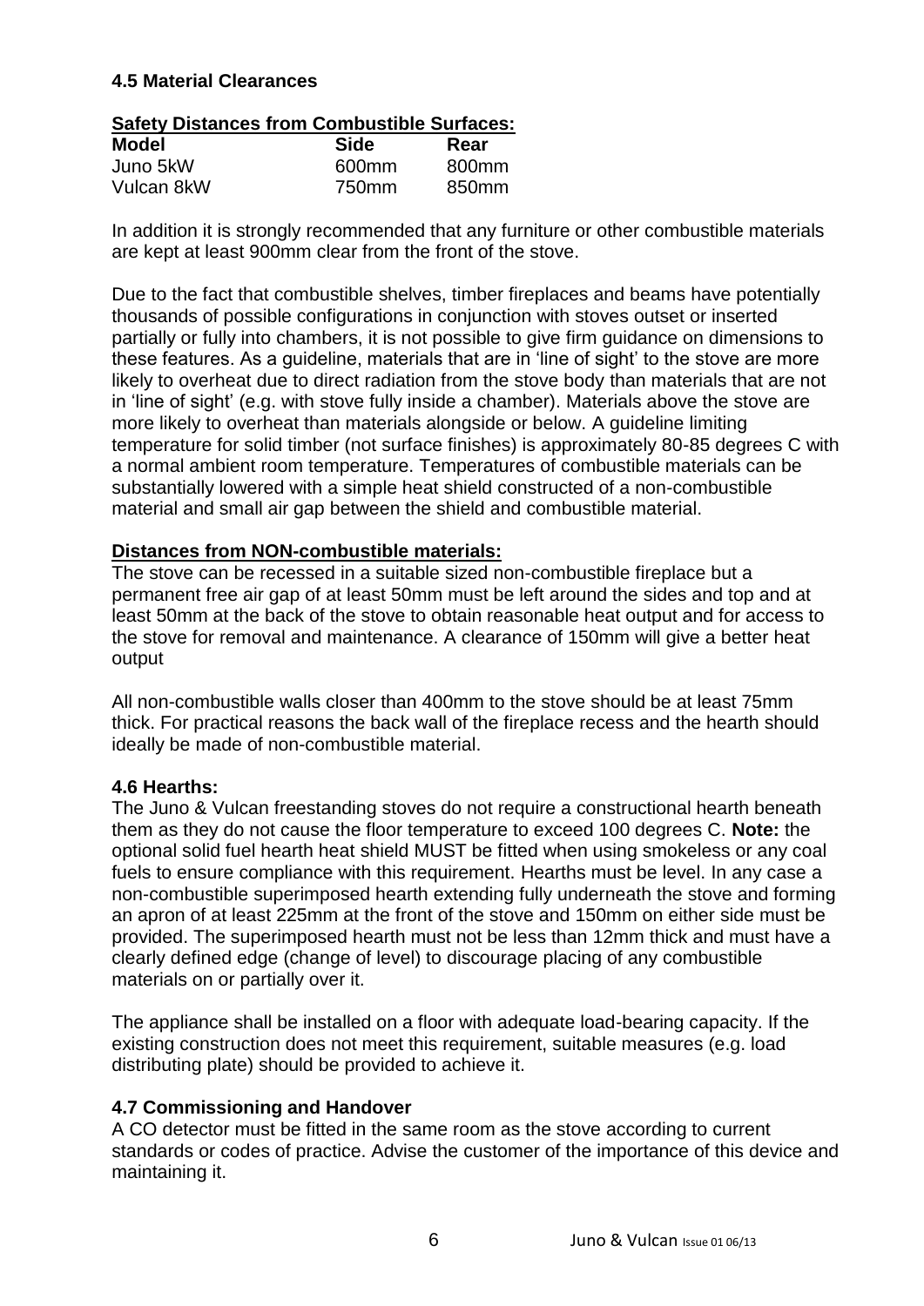### 4.5 Material Clearances

**Safety Distances from Combustible Surfaces:**

| Model | Side | Rear |
|---|---|---|
| Juno 5kW | 600mm | 800mm |
| Vulcan 8kW | 750mm | 850mm |

In addition it is strongly recommended that any furniture or other combustible materials are kept at least 900mm clear from the front of the stove.

Due to the fact that combustible shelves, timber fireplaces and beams have potentially thousands of possible configurations in conjunction with stoves outset or inserted partially or fully into chambers, it is not possible to give firm guidance on dimensions to these features. As a guideline, materials that are in 'line of sight' to the stove are more likely to overheat due to direct radiation from the stove body than materials that are not in 'line of sight' (e.g. with stove fully inside a chamber). Materials above the stove are more likely to overheat than materials alongside or below. A guideline limiting temperature for solid timber (not surface finishes) is approximately 80-85 degrees C with a normal ambient room temperature. Temperatures of combustible materials can be substantially lowered with a simple heat shield constructed of a non-combustible material and small air gap between the shield and combustible material.

**Distances from NON-combustible materials:**

The stove can be recessed in a suitable sized non-combustible fireplace but a permanent free air gap of at least 50mm must be left around the sides and top and at least 50mm at the back of the stove to obtain reasonable heat output and for access to the stove for removal and maintenance. A clearance of 150mm will give a better heat output

All non-combustible walls closer than 400mm to the stove should be at least 75mm thick. For practical reasons the back wall of the fireplace recess and the hearth should ideally be made of non-combustible material.

### 4.6 Hearths:

The Juno & Vulcan freestanding stoves do not require a constructional hearth beneath them as they do not cause the floor temperature to exceed 100 degrees C. **Note:** the optional solid fuel hearth heat shield MUST be fitted when using smokeless or any coal fuels to ensure compliance with this requirement. Hearths must be level. In any case a non-combustible superimposed hearth extending fully underneath the stove and forming an apron of at least 225mm at the front of the stove and 150mm on either side must be provided. The superimposed hearth must not be less than 12mm thick and must have a clearly defined edge (change of level) to discourage placing of any combustible materials on or partially over it.

The appliance shall be installed on a floor with adequate load-bearing capacity. If the existing construction does not meet this requirement, suitable measures (e.g. load distributing plate) should be provided to achieve it.

### 4.7 Commissioning and Handover

A CO detector must be fitted in the same room as the stove according to current standards or codes of practice. Advise the customer of the importance of this device and maintaining it.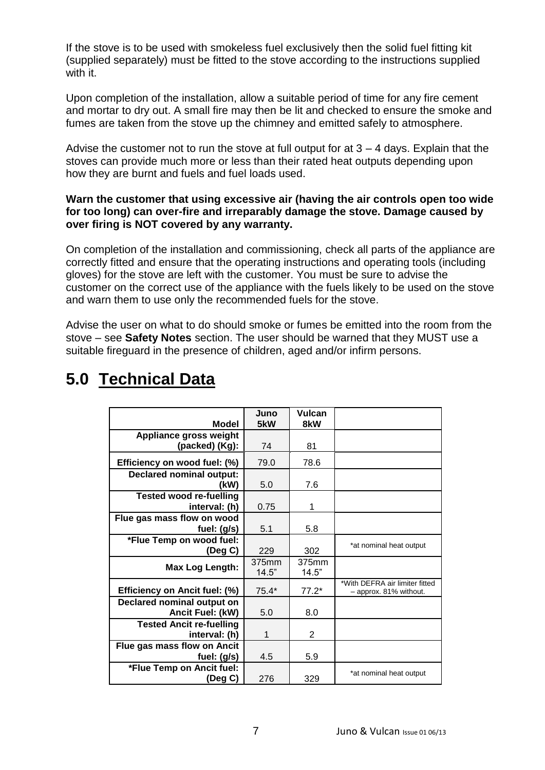If the stove is to be used with smokeless fuel exclusively then the solid fuel fitting kit (supplied separately) must be fitted to the stove according to the instructions supplied with it.

Upon completion of the installation, allow a suitable period of time for any fire cement and mortar to dry out. A small fire may then be lit and checked to ensure the smoke and fumes are taken from the stove up the chimney and emitted safely to atmosphere.

Advise the customer not to run the stove at full output for at 3 – 4 days. Explain that the stoves can provide much more or less than their rated heat outputs depending upon how they are burnt and fuels and fuel loads used.

**Warn the customer that using excessive air (having the air controls open too wide for too long) can over-fire and irreparably damage the stove. Damage caused by over firing is NOT covered by any warranty.**

On completion of the installation and commissioning, check all parts of the appliance are correctly fitted and ensure that the operating instructions and operating tools (including gloves) for the stove are left with the customer. You must be sure to advise the customer on the correct use of the appliance with the fuels likely to be used on the stove and warn them to use only the recommended fuels for the stove.

Advise the user on what to do should smoke or fumes be emitted into the room from the stove – see **Safety Notes** section. The user should be warned that they MUST use a suitable fireguard in the presence of children, aged and/or infirm persons.

# 5.0 Technical Data

| Model | Juno 5kW | Vulcan 8kW | |
|---|---|---|---|
| Appliance gross weight (packed) (Kg): | 74 | 81 | |
| Efficiency on wood fuel: (%) | 79.0 | 78.6 | |
| Declared nominal output: (kW) | 5.0 | 7.6 | |
| Tested wood re-fuelling interval: (h) | 0.75 | 1 | |
| Flue gas mass flow on wood fuel: (g/s) | 5.1 | 5.8 | |
| *Flue Temp on wood fuel: (Deg C) | 229 | 302 | *at nominal heat output |
| Max Log Length: | 375mm 14.5" | 375mm 14.5" | |
| Efficiency on Ancit fuel: (%) | 75.4* | 77.2* | *With DEFRA air limiter fitted – approx. 81% without. |
| Declared nominal output on Ancit Fuel: (kW) | 5.0 | 8.0 | |
| Tested Ancit re-fuelling interval: (h) | 1 | 2 | |
| Flue gas mass flow on Ancit fuel: (g/s) | 4.5 | 5.9 | |
| *Flue Temp on Ancit fuel: (Deg C) | 276 | 329 | *at nominal heat output |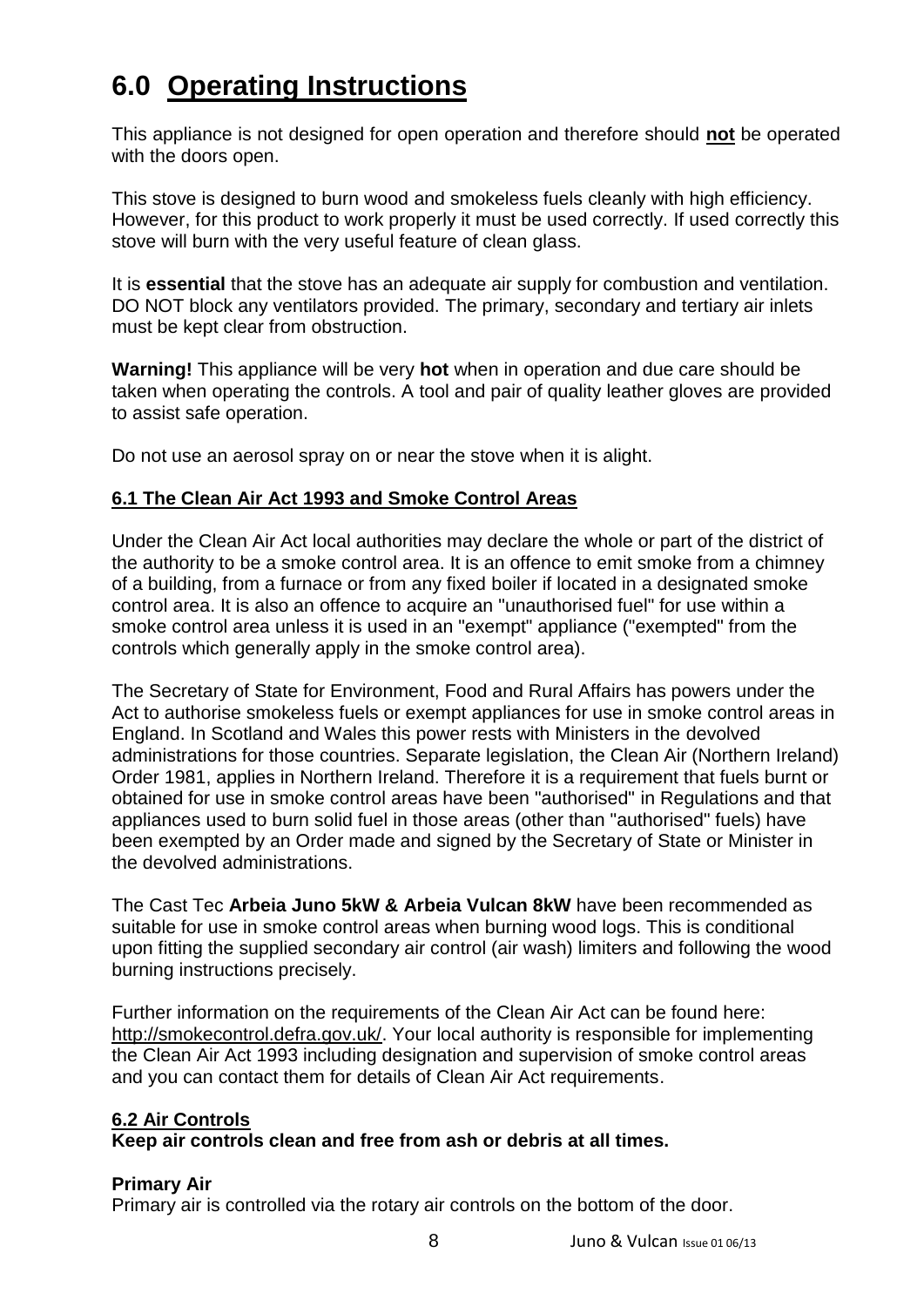# 6.0 Operating Instructions

This appliance is not designed for open operation and therefore should **not** be operated with the doors open.

This stove is designed to burn wood and smokeless fuels cleanly with high efficiency. However, for this product to work properly it must be used correctly. If used correctly this stove will burn with the very useful feature of clean glass.

It is **essential** that the stove has an adequate air supply for combustion and ventilation. DO NOT block any ventilators provided. The primary, secondary and tertiary air inlets must be kept clear from obstruction.

**Warning!** This appliance will be very **hot** when in operation and due care should be taken when operating the controls. A tool and pair of quality leather gloves are provided to assist safe operation.

Do not use an aerosol spray on or near the stove when it is alight.

## 6.1 The Clean Air Act 1993 and Smoke Control Areas

Under the Clean Air Act local authorities may declare the whole or part of the district of the authority to be a smoke control area. It is an offence to emit smoke from a chimney of a building, from a furnace or from any fixed boiler if located in a designated smoke control area. It is also an offence to acquire an "unauthorised fuel" for use within a smoke control area unless it is used in an "exempt" appliance ("exempted" from the controls which generally apply in the smoke control area).

The Secretary of State for Environment, Food and Rural Affairs has powers under the Act to authorise smokeless fuels or exempt appliances for use in smoke control areas in England. In Scotland and Wales this power rests with Ministers in the devolved administrations for those countries. Separate legislation, the Clean Air (Northern Ireland) Order 1981, applies in Northern Ireland. Therefore it is a requirement that fuels burnt or obtained for use in smoke control areas have been "authorised" in Regulations and that appliances used to burn solid fuel in those areas (other than "authorised" fuels) have been exempted by an Order made and signed by the Secretary of State or Minister in the devolved administrations.

The Cast Tec **Arbeia Juno 5kW & Arbeia Vulcan 8kW** have been recommended as suitable for use in smoke control areas when burning wood logs. This is conditional upon fitting the supplied secondary air control (air wash) limiters and following the wood burning instructions precisely.

Further information on the requirements of the Clean Air Act can be found here: http://smokecontrol.defra.gov.uk/. Your local authority is responsible for implementing the Clean Air Act 1993 including designation and supervision of smoke control areas and you can contact them for details of Clean Air Act requirements.

## 6.2 Air Controls

**Keep air controls clean and free from ash or debris at all times.**

**Primary Air**

Primary air is controlled via the rotary air controls on the bottom of the door.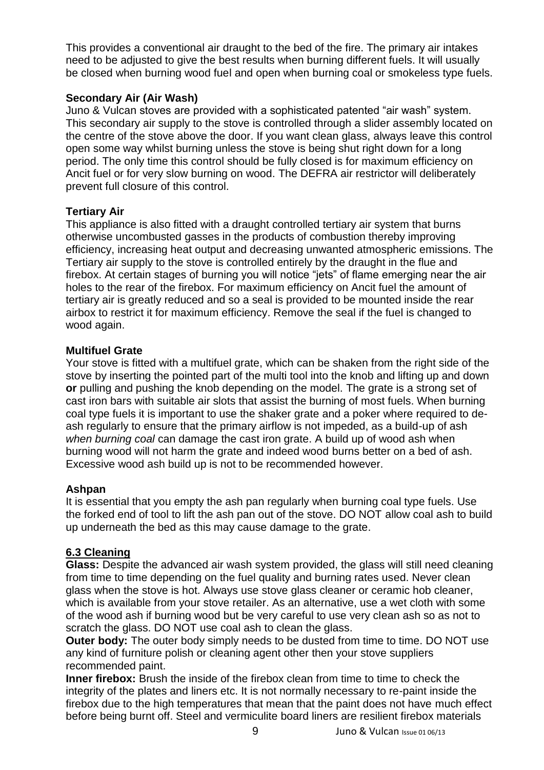This provides a conventional air draught to the bed of the fire. The primary air intakes need to be adjusted to give the best results when burning different fuels. It will usually be closed when burning wood fuel and open when burning coal or smokeless type fuels.

**Secondary Air (Air Wash)**

Juno & Vulcan stoves are provided with a sophisticated patented "air wash" system. This secondary air supply to the stove is controlled through a slider assembly located on the centre of the stove above the door. If you want clean glass, always leave this control open some way whilst burning unless the stove is being shut right down for a long period. The only time this control should be fully closed is for maximum efficiency on Ancit fuel or for very slow burning on wood. The DEFRA air restrictor will deliberately prevent full closure of this control.

**Tertiary Air**

This appliance is also fitted with a draught controlled tertiary air system that burns otherwise uncombusted gasses in the products of combustion thereby improving efficiency, increasing heat output and decreasing unwanted atmospheric emissions. The Tertiary air supply to the stove is controlled entirely by the draught in the flue and firebox. At certain stages of burning you will notice "jets" of flame emerging near the air holes to the rear of the firebox. For maximum efficiency on Ancit fuel the amount of tertiary air is greatly reduced and so a seal is provided to be mounted inside the rear airbox to restrict it for maximum efficiency. Remove the seal if the fuel is changed to wood again.

**Multifuel Grate**

Your stove is fitted with a multifuel grate, which can be shaken from the right side of the stove by inserting the pointed part of the multi tool into the knob and lifting up and down **or** pulling and pushing the knob depending on the model. The grate is a strong set of cast iron bars with suitable air slots that assist the burning of most fuels. When burning coal type fuels it is important to use the shaker grate and a poker where required to de-ash regularly to ensure that the primary airflow is not impeded, as a build-up of ash *when burning coal* can damage the cast iron grate. A build up of wood ash when burning wood will not harm the grate and indeed wood burns better on a bed of ash. Excessive wood ash build up is not to be recommended however.

**Ashpan**

It is essential that you empty the ash pan regularly when burning coal type fuels. Use the forked end of tool to lift the ash pan out of the stove. DO NOT allow coal ash to build up underneath the bed as this may cause damage to the grate.

## 6.3 Cleaning

**Glass:** Despite the advanced air wash system provided, the glass will still need cleaning from time to time depending on the fuel quality and burning rates used. Never clean glass when the stove is hot. Always use stove glass cleaner or ceramic hob cleaner, which is available from your stove retailer. As an alternative, use a wet cloth with some of the wood ash if burning wood but be very careful to use very clean ash so as not to scratch the glass. DO NOT use coal ash to clean the glass.

**Outer body:** The outer body simply needs to be dusted from time to time. DO NOT use any kind of furniture polish or cleaning agent other then your stove suppliers recommended paint.

**Inner firebox:** Brush the inside of the firebox clean from time to time to check the integrity of the plates and liners etc. It is not normally necessary to re-paint inside the firebox due to the high temperatures that mean that the paint does not have much effect before being burnt off. Steel and vermiculite board liners are resilient firebox materials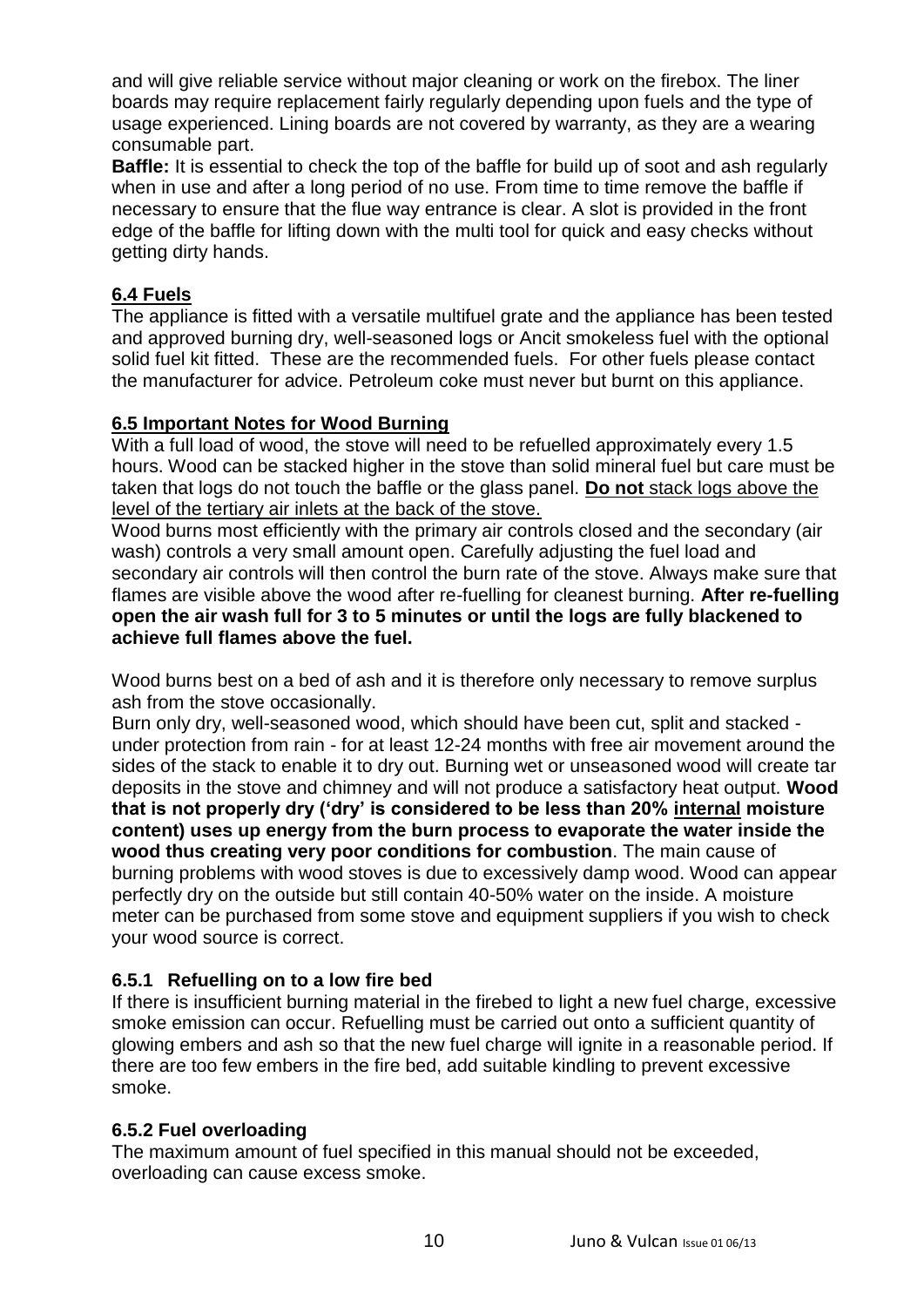and will give reliable service without major cleaning or work on the firebox. The liner boards may require replacement fairly regularly depending upon fuels and the type of usage experienced. Lining boards are not covered by warranty, as they are a wearing consumable part.

**Baffle:** It is essential to check the top of the baffle for build up of soot and ash regularly when in use and after a long period of no use. From time to time remove the baffle if necessary to ensure that the flue way entrance is clear. A slot is provided in the front edge of the baffle for lifting down with the multi tool for quick and easy checks without getting dirty hands.

## 6.4 Fuels

The appliance is fitted with a versatile multifuel grate and the appliance has been tested and approved burning dry, well-seasoned logs or Ancit smokeless fuel with the optional solid fuel kit fitted. These are the recommended fuels. For other fuels please contact the manufacturer for advice. Petroleum coke must never but burnt on this appliance.

## 6.5 Important Notes for Wood Burning

With a full load of wood, the stove will need to be refuelled approximately every 1.5 hours. Wood can be stacked higher in the stove than solid mineral fuel but care must be taken that logs do not touch the baffle or the glass panel. **Do not** stack logs above the level of the tertiary air inlets at the back of the stove.

Wood burns most efficiently with the primary air controls closed and the secondary (air wash) controls a very small amount open. Carefully adjusting the fuel load and secondary air controls will then control the burn rate of the stove. Always make sure that flames are visible above the wood after re-fuelling for cleanest burning. **After re-fuelling open the air wash full for 3 to 5 minutes or until the logs are fully blackened to achieve full flames above the fuel.**

Wood burns best on a bed of ash and it is therefore only necessary to remove surplus ash from the stove occasionally.

Burn only dry, well-seasoned wood, which should have been cut, split and stacked - under protection from rain - for at least 12-24 months with free air movement around the sides of the stack to enable it to dry out. Burning wet or unseasoned wood will create tar deposits in the stove and chimney and will not produce a satisfactory heat output. **Wood that is not properly dry ('dry' is considered to be less than 20% internal moisture content) uses up energy from the burn process to evaporate the water inside the wood thus creating very poor conditions for combustion**. The main cause of burning problems with wood stoves is due to excessively damp wood. Wood can appear perfectly dry on the outside but still contain 40-50% water on the inside. A moisture meter can be purchased from some stove and equipment suppliers if you wish to check your wood source is correct.

### 6.5.1 Refuelling on to a low fire bed

If there is insufficient burning material in the firebed to light a new fuel charge, excessive smoke emission can occur. Refuelling must be carried out onto a sufficient quantity of glowing embers and ash so that the new fuel charge will ignite in a reasonable period. If there are too few embers in the fire bed, add suitable kindling to prevent excessive smoke.

### 6.5.2 Fuel overloading

The maximum amount of fuel specified in this manual should not be exceeded, overloading can cause excess smoke.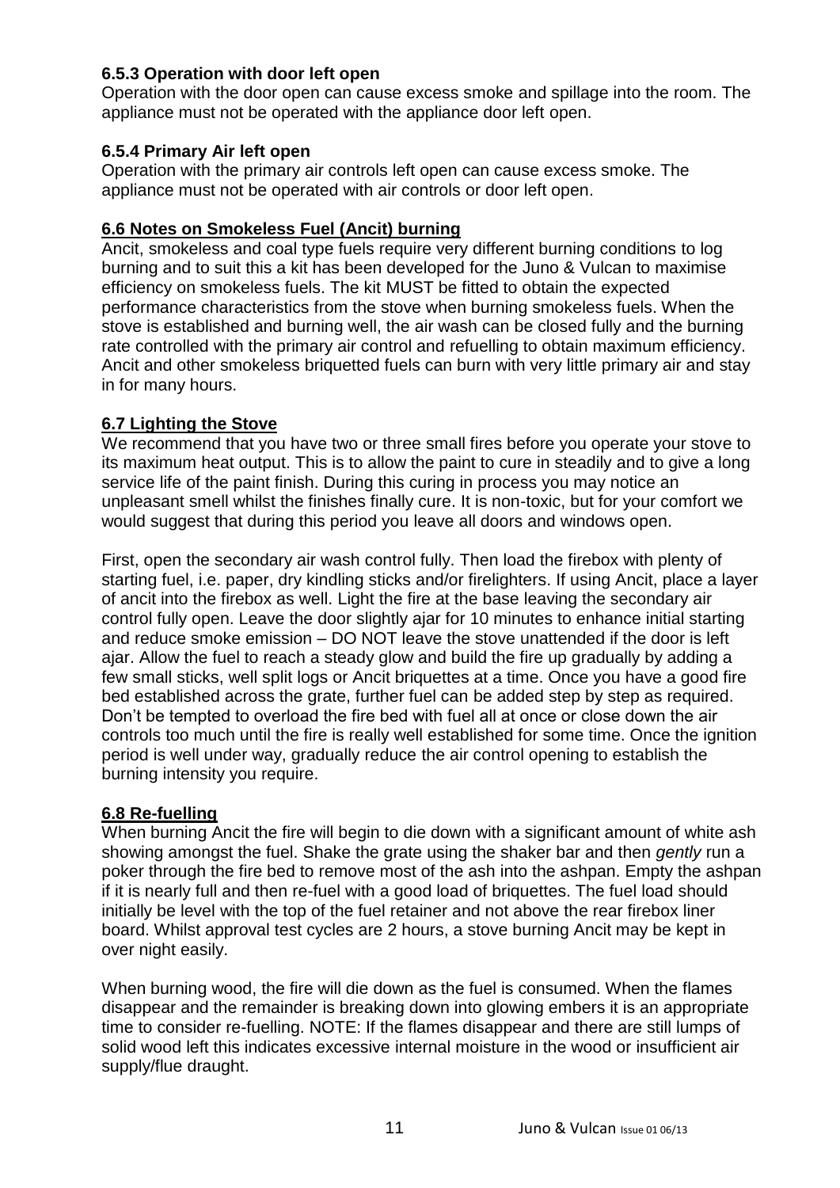### 6.5.3 Operation with door left open

Operation with the door open can cause excess smoke and spillage into the room. The appliance must not be operated with the appliance door left open.

### 6.5.4 Primary Air left open

Operation with the primary air controls left open can cause excess smoke. The appliance must not be operated with air controls or door left open.

### 6.6 Notes on Smokeless Fuel (Ancit) burning

Ancit, smokeless and coal type fuels require very different burning conditions to log burning and to suit this a kit has been developed for the Juno & Vulcan to maximise efficiency on smokeless fuels. The kit MUST be fitted to obtain the expected performance characteristics from the stove when burning smokeless fuels. When the stove is established and burning well, the air wash can be closed fully and the burning rate controlled with the primary air control and refuelling to obtain maximum efficiency. Ancit and other smokeless briquetted fuels can burn with very little primary air and stay in for many hours.

### 6.7 Lighting the Stove

We recommend that you have two or three small fires before you operate your stove to its maximum heat output. This is to allow the paint to cure in steadily and to give a long service life of the paint finish. During this curing in process you may notice an unpleasant smell whilst the finishes finally cure. It is non-toxic, but for your comfort we would suggest that during this period you leave all doors and windows open.

First, open the secondary air wash control fully. Then load the firebox with plenty of starting fuel, i.e. paper, dry kindling sticks and/or firelighters. If using Ancit, place a layer of ancit into the firebox as well. Light the fire at the base leaving the secondary air control fully open. Leave the door slightly ajar for 10 minutes to enhance initial starting and reduce smoke emission – DO NOT leave the stove unattended if the door is left ajar. Allow the fuel to reach a steady glow and build the fire up gradually by adding a few small sticks, well split logs or Ancit briquettes at a time. Once you have a good fire bed established across the grate, further fuel can be added step by step as required. Don't be tempted to overload the fire bed with fuel all at once or close down the air controls too much until the fire is really well established for some time. Once the ignition period is well under way, gradually reduce the air control opening to establish the burning intensity you require.

### 6.8 Re-fuelling

When burning Ancit the fire will begin to die down with a significant amount of white ash showing amongst the fuel. Shake the grate using the shaker bar and then *gently* run a poker through the fire bed to remove most of the ash into the ashpan. Empty the ashpan if it is nearly full and then re-fuel with a good load of briquettes. The fuel load should initially be level with the top of the fuel retainer and not above the rear firebox liner board. Whilst approval test cycles are 2 hours, a stove burning Ancit may be kept in over night easily.

When burning wood, the fire will die down as the fuel is consumed. When the flames disappear and the remainder is breaking down into glowing embers it is an appropriate time to consider re-fuelling. NOTE: If the flames disappear and there are still lumps of solid wood left this indicates excessive internal moisture in the wood or insufficient air supply/flue draught.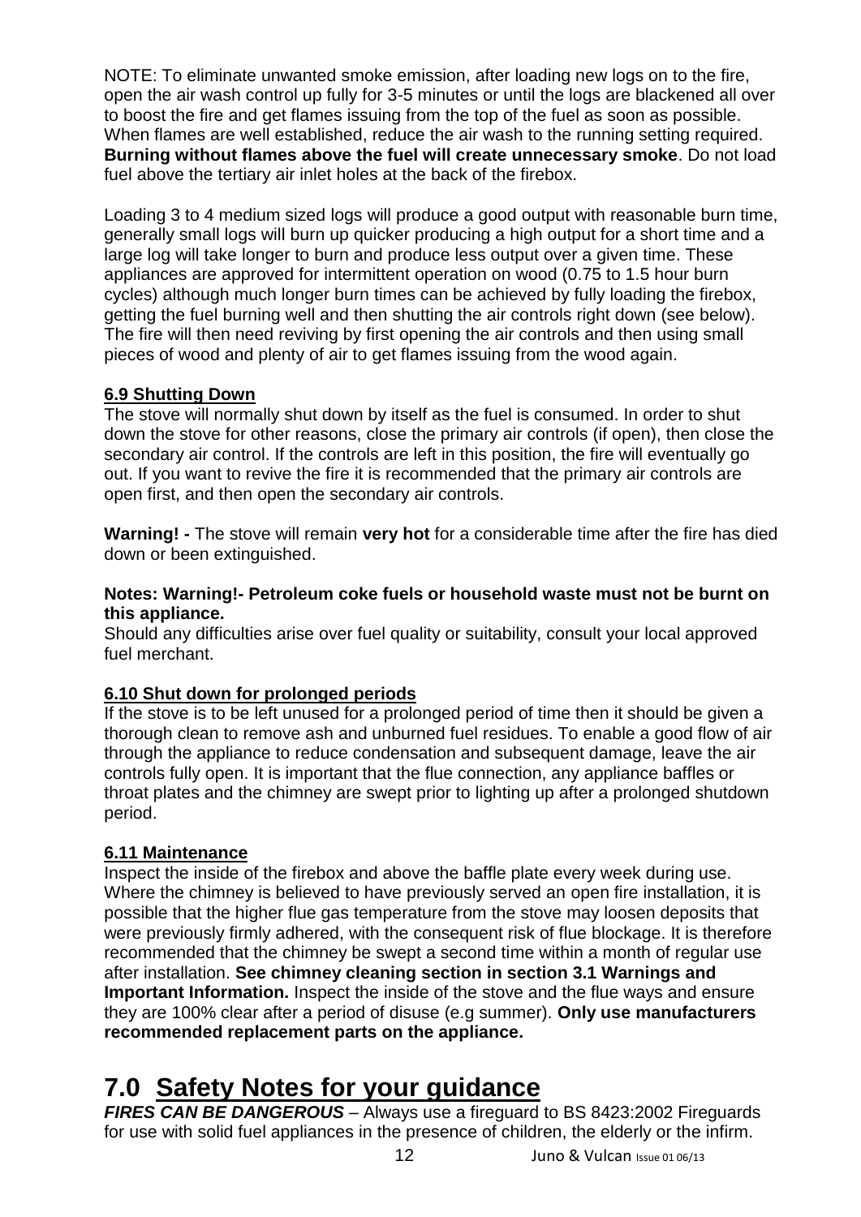NOTE: To eliminate unwanted smoke emission, after loading new logs on to the fire, open the air wash control up fully for 3-5 minutes or until the logs are blackened all over to boost the fire and get flames issuing from the top of the fuel as soon as possible. When flames are well established, reduce the air wash to the running setting required. **Burning without flames above the fuel will create unnecessary smoke**. Do not load fuel above the tertiary air inlet holes at the back of the firebox.

Loading 3 to 4 medium sized logs will produce a good output with reasonable burn time, generally small logs will burn up quicker producing a high output for a short time and a large log will take longer to burn and produce less output over a given time. These appliances are approved for intermittent operation on wood (0.75 to 1.5 hour burn cycles) although much longer burn times can be achieved by fully loading the firebox, getting the fuel burning well and then shutting the air controls right down (see below). The fire will then need reviving by first opening the air controls and then using small pieces of wood and plenty of air to get flames issuing from the wood again.

### 6.9 Shutting Down

The stove will normally shut down by itself as the fuel is consumed. In order to shut down the stove for other reasons, close the primary air controls (if open), then close the secondary air control. If the controls are left in this position, the fire will eventually go out. If you want to revive the fire it is recommended that the primary air controls are open first, and then open the secondary air controls.

**Warning! -** The stove will remain **very hot** for a considerable time after the fire has died down or been extinguished.

**Notes: Warning!- Petroleum coke fuels or household waste must not be burnt on this appliance.**

Should any difficulties arise over fuel quality or suitability, consult your local approved fuel merchant.

### 6.10 Shut down for prolonged periods

If the stove is to be left unused for a prolonged period of time then it should be given a thorough clean to remove ash and unburned fuel residues. To enable a good flow of air through the appliance to reduce condensation and subsequent damage, leave the air controls fully open. It is important that the flue connection, any appliance baffles or throat plates and the chimney are swept prior to lighting up after a prolonged shutdown period.

### 6.11 Maintenance

Inspect the inside of the firebox and above the baffle plate every week during use. Where the chimney is believed to have previously served an open fire installation, it is possible that the higher flue gas temperature from the stove may loosen deposits that were previously firmly adhered, with the consequent risk of flue blockage. It is therefore recommended that the chimney be swept a second time within a month of regular use after installation. **See chimney cleaning section in section 3.1 Warnings and Important Information.** Inspect the inside of the stove and the flue ways and ensure they are 100% clear after a period of disuse (e.g summer). **Only use manufacturers recommended replacement parts on the appliance.**

# 7.0 Safety Notes for your guidance

***FIRES CAN BE DANGEROUS*** – Always use a fireguard to BS 8423:2002 Fireguards for use with solid fuel appliances in the presence of children, the elderly or the infirm.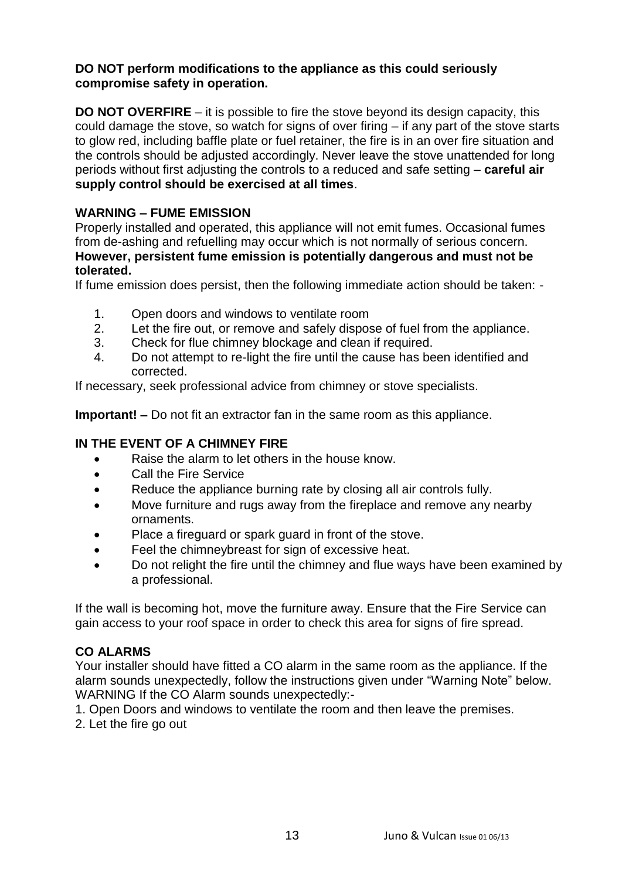**DO NOT perform modifications to the appliance as this could seriously compromise safety in operation.**

**DO NOT OVERFIRE** – it is possible to fire the stove beyond its design capacity, this could damage the stove, so watch for signs of over firing – if any part of the stove starts to glow red, including baffle plate or fuel retainer, the fire is in an over fire situation and the controls should be adjusted accordingly. Never leave the stove unattended for long periods without first adjusting the controls to a reduced and safe setting – **careful air supply control should be exercised at all times**.

**WARNING – FUME EMISSION**

Properly installed and operated, this appliance will not emit fumes. Occasional fumes from de-ashing and refuelling may occur which is not normally of serious concern. **However, persistent fume emission is potentially dangerous and must not be tolerated.**

If fume emission does persist, then the following immediate action should be taken: -

1. Open doors and windows to ventilate room
2. Let the fire out, or remove and safely dispose of fuel from the appliance.
3. Check for flue chimney blockage and clean if required.
4. Do not attempt to re-light the fire until the cause has been identified and corrected.

If necessary, seek professional advice from chimney or stove specialists.

**Important! –** Do not fit an extractor fan in the same room as this appliance.

**IN THE EVENT OF A CHIMNEY FIRE**

- Raise the alarm to let others in the house know.
- Call the Fire Service
- Reduce the appliance burning rate by closing all air controls fully.
- Move furniture and rugs away from the fireplace and remove any nearby ornaments.
- Place a fireguard or spark guard in front of the stove.
- Feel the chimneybreast for sign of excessive heat.
- Do not relight the fire until the chimney and flue ways have been examined by a professional.

If the wall is becoming hot, move the furniture away. Ensure that the Fire Service can gain access to your roof space in order to check this area for signs of fire spread.

**CO ALARMS**

Your installer should have fitted a CO alarm in the same room as the appliance. If the alarm sounds unexpectedly, follow the instructions given under "Warning Note" below.

WARNING If the CO Alarm sounds unexpectedly:-

1. Open Doors and windows to ventilate the room and then leave the premises.
2. Let the fire go out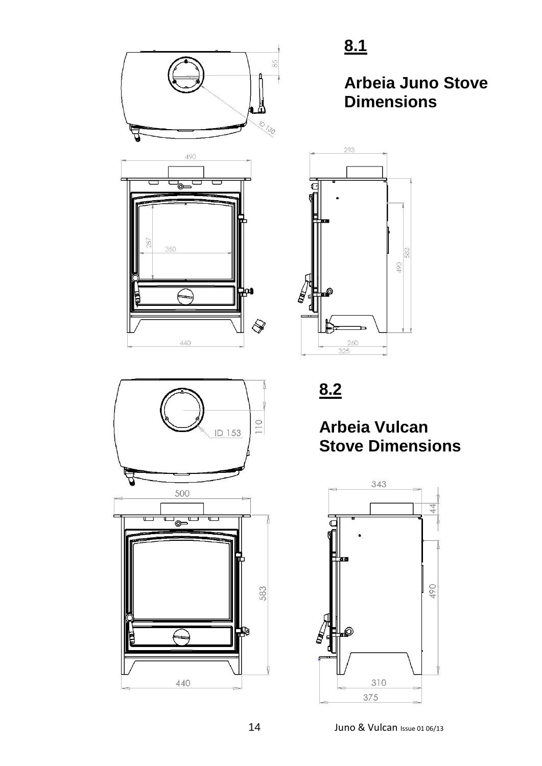## 8.1

## Arbeia Juno Stove Dimensions

## 8.2

## Arbeia Vulcan Stove Dimensions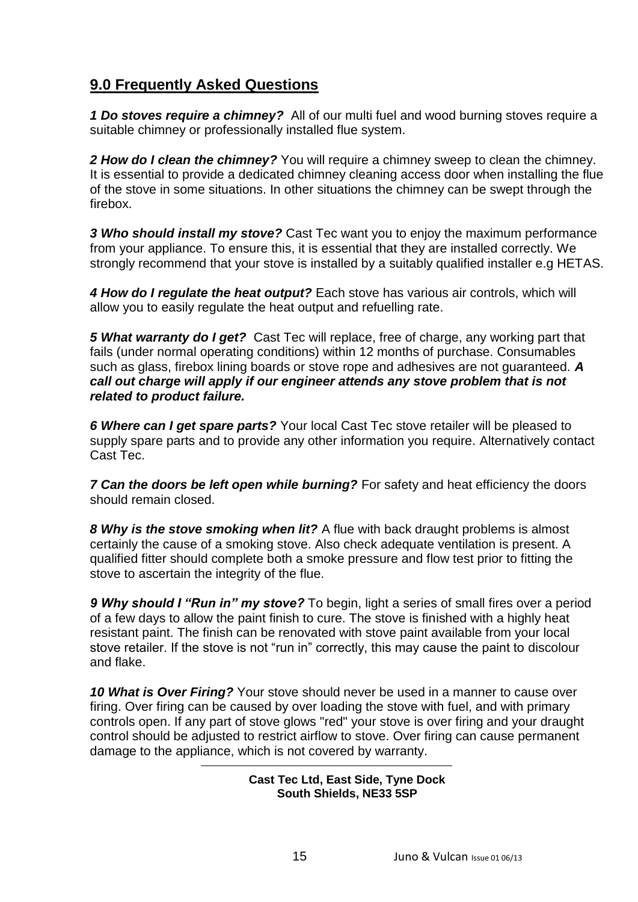## 9.0 Frequently Asked Questions

***1 Do stoves require a chimney?*** All of our multi fuel and wood burning stoves require a suitable chimney or professionally installed flue system.

***2 How do I clean the chimney?*** You will require a chimney sweep to clean the chimney. It is essential to provide a dedicated chimney cleaning access door when installing the flue of the stove in some situations. In other situations the chimney can be swept through the firebox.

***3 Who should install my stove?*** Cast Tec want you to enjoy the maximum performance from your appliance. To ensure this, it is essential that they are installed correctly. We strongly recommend that your stove is installed by a suitably qualified installer e.g HETAS.

***4 How do I regulate the heat output?*** Each stove has various air controls, which will allow you to easily regulate the heat output and refuelling rate.

***5 What warranty do I get?*** Cast Tec will replace, free of charge, any working part that fails (under normal operating conditions) within 12 months of purchase. Consumables such as glass, firebox lining boards or stove rope and adhesives are not guaranteed. ***A call out charge will apply if our engineer attends any stove problem that is not related to product failure.***

***6 Where can I get spare parts?*** Your local Cast Tec stove retailer will be pleased to supply spare parts and to provide any other information you require. Alternatively contact Cast Tec.

***7 Can the doors be left open while burning?*** For safety and heat efficiency the doors should remain closed.

***8 Why is the stove smoking when lit?*** A flue with back draught problems is almost certainly the cause of a smoking stove. Also check adequate ventilation is present. A qualified fitter should complete both a smoke pressure and flow test prior to fitting the stove to ascertain the integrity of the flue.

***9 Why should I "Run in" my stove?*** To begin, light a series of small fires over a period of a few days to allow the paint finish to cure. The stove is finished with a highly heat resistant paint. The finish can be renovated with stove paint available from your local stove retailer. If the stove is not "run in" correctly, this may cause the paint to discolour and flake.

***10 What is Over Firing?*** Your stove should never be used in a manner to cause over firing. Over firing can be caused by over loading the stove with fuel, and with primary controls open. If any part of stove glows "red" your stove is over firing and your draught control should be adjusted to restrict airflow to stove. Over firing can cause permanent damage to the appliance, which is not covered by warranty.

---

**Cast Tec Ltd, East Side, Tyne Dock**
**South Shields, NE33 5SP**